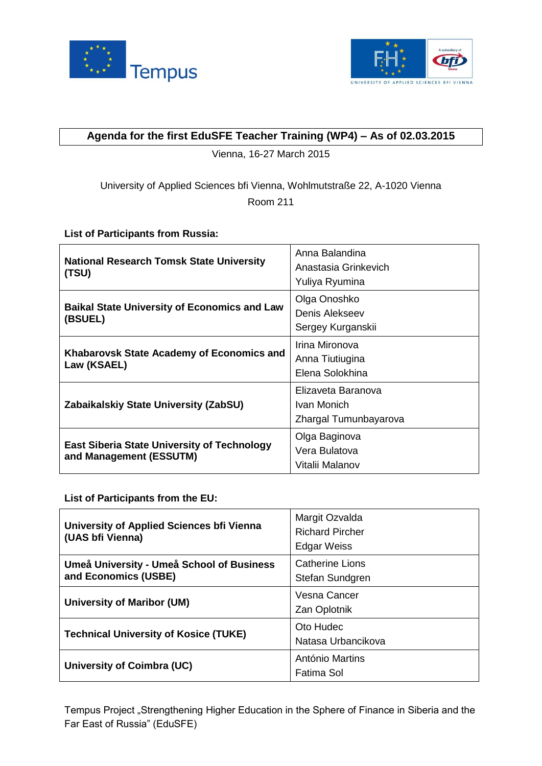## Agenda for the first EduSFE Teacher Training (WP4) – As of 02.03.2015

Vienna, 16-27 March 2015

University of Applied Sciences bfi Vienna, Wohlmutstraße 22, A-1020 Vienna

Room 211

**List of Participants from Russia:**

| | |
|---|---|
| **National Research Tomsk State University (TSU)** | Anna Balandina<br>Anastasia Grinkevich<br>Yuliya Ryumina |
| **Baikal State University of Economics and Law (BSUEL)** | Olga Onoshko<br>Denis Alekseev<br>Sergey Kurganskii |
| **Khabarovsk State Academy of Economics and Law (KSAEL)** | Irina Mironova<br>Anna Tiutiugina<br>Elena Solokhina |
| **Zabaikalskiy State University (ZabSU)** | Elizaveta Baranova<br>Ivan Monich<br>Zhargal Tumunbayarova |
| **East Siberia State University of Technology and Management (ESSUTM)** | Olga Baginova<br>Vera Bulatova<br>Vitalii Malanov |

**List of Participants from the EU:**

| | |
|---|---|
| **University of Applied Sciences bfi Vienna (UAS bfi Vienna)** | Margit Ozvalda<br>Richard Pircher<br>Edgar Weiss |
| **Umeå University - Umeå School of Business and Economics (USBE)** | Catherine Lions<br>Stefan Sundgren |
| **University of Maribor (UM)** | Vesna Cancer<br>Zan Oplotnik |
| **Technical University of Kosice (TUKE)** | Oto Hudec<br>Natasa Urbancikova |
| **University of Coimbra (UC)** | António Martins<br>Fatima Sol |

Tempus Project „Strengthening Higher Education in the Sphere of Finance in Siberia and the Far East of Russia" (EduSFE)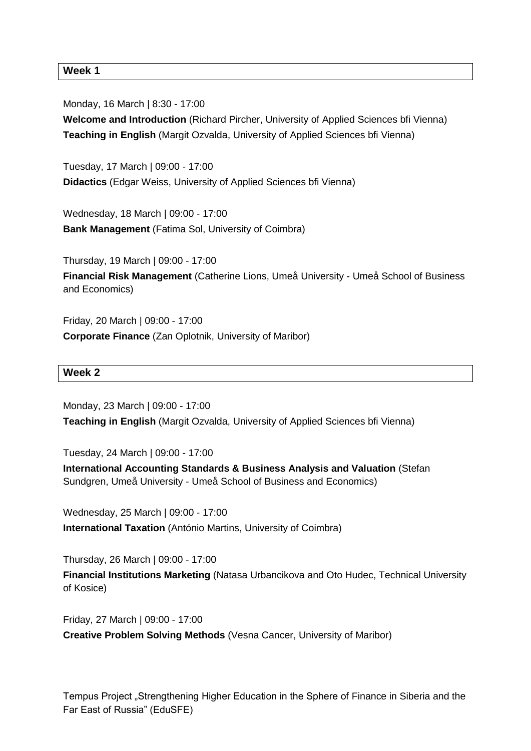## Week 1

Monday, 16 March | 8:30 - 17:00

**Welcome and Introduction** (Richard Pircher, University of Applied Sciences bfi Vienna)

**Teaching in English** (Margit Ozvalda, University of Applied Sciences bfi Vienna)

Tuesday, 17 March | 09:00 - 17:00

**Didactics** (Edgar Weiss, University of Applied Sciences bfi Vienna)

Wednesday, 18 March | 09:00 - 17:00

**Bank Management** (Fatima Sol, University of Coimbra)

Thursday, 19 March | 09:00 - 17:00

**Financial Risk Management** (Catherine Lions, Umeå University - Umeå School of Business and Economics)

Friday, 20 March | 09:00 - 17:00

**Corporate Finance** (Zan Oplotnik, University of Maribor)

## Week 2

Monday, 23 March | 09:00 - 17:00

**Teaching in English** (Margit Ozvalda, University of Applied Sciences bfi Vienna)

Tuesday, 24 March | 09:00 - 17:00

**International Accounting Standards & Business Analysis and Valuation** (Stefan Sundgren, Umeå University - Umeå School of Business and Economics)

Wednesday, 25 March | 09:00 - 17:00

**International Taxation** (António Martins, University of Coimbra)

Thursday, 26 March | 09:00 - 17:00

**Financial Institutions Marketing** (Natasa Urbancikova and Oto Hudec, Technical University of Kosice)

Friday, 27 March | 09:00 - 17:00

**Creative Problem Solving Methods** (Vesna Cancer, University of Maribor)

Tempus Project „Strengthening Higher Education in the Sphere of Finance in Siberia and the Far East of Russia" (EduSFE)